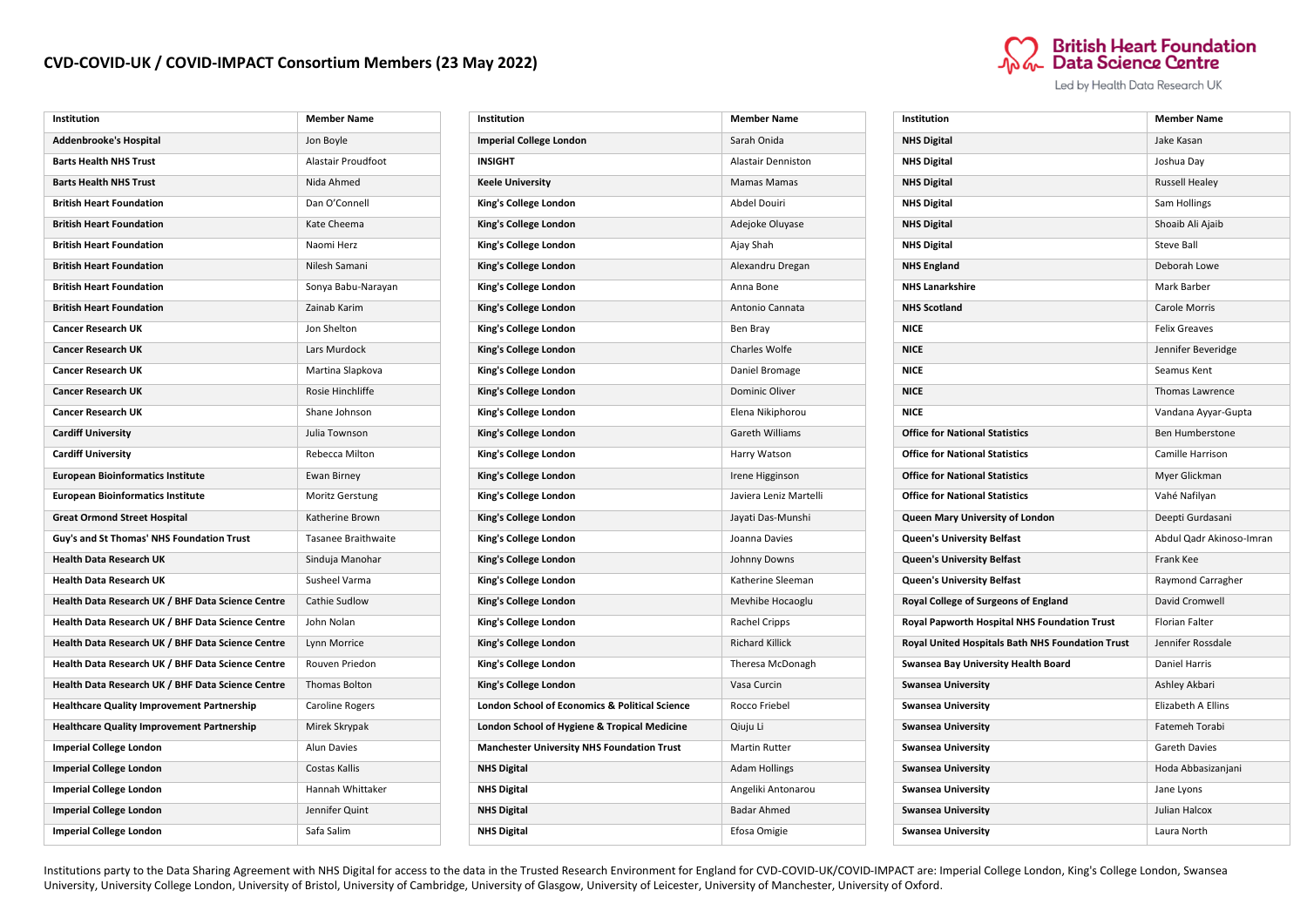## CVD-COVID-UK / COVID-IMPACT Consortium Members (23 May 2022)

British Heart Foundation Data Science Centre
Led by Health Data Research UK

| Institution | Member Name |
|---|---|
| **Addenbrooke's Hospital** | Jon Boyle |
| **Barts Health NHS Trust** | Alastair Proudfoot |
| **Barts Health NHS Trust** | Nida Ahmed |
| **British Heart Foundation** | Dan O'Connell |
| **British Heart Foundation** | Kate Cheema |
| **British Heart Foundation** | Naomi Herz |
| **British Heart Foundation** | Nilesh Samani |
| **British Heart Foundation** | Sonya Babu-Narayan |
| **British Heart Foundation** | Zainab Karim |
| **Cancer Research UK** | Jon Shelton |
| **Cancer Research UK** | Lars Murdock |
| **Cancer Research UK** | Martina Slapkova |
| **Cancer Research UK** | Rosie Hinchliffe |
| **Cancer Research UK** | Shane Johnson |
| **Cardiff University** | Julia Townson |
| **Cardiff University** | Rebecca Milton |
| **European Bioinformatics Institute** | Ewan Birney |
| **European Bioinformatics Institute** | Moritz Gerstung |
| **Great Ormond Street Hospital** | Katherine Brown |
| **Guy's and St Thomas' NHS Foundation Trust** | Tasanee Braithwaite |
| **Health Data Research UK** | Sinduja Manohar |
| **Health Data Research UK** | Susheel Varma |
| **Health Data Research UK / BHF Data Science Centre** | Cathie Sudlow |
| **Health Data Research UK / BHF Data Science Centre** | John Nolan |
| **Health Data Research UK / BHF Data Science Centre** | Lynn Morrice |
| **Health Data Research UK / BHF Data Science Centre** | Rouven Priedon |
| **Health Data Research UK / BHF Data Science Centre** | Thomas Bolton |
| **Healthcare Quality Improvement Partnership** | Caroline Rogers |
| **Healthcare Quality Improvement Partnership** | Mirek Skrypak |
| **Imperial College London** | Alun Davies |
| **Imperial College London** | Costas Kallis |
| **Imperial College London** | Hannah Whittaker |
| **Imperial College London** | Jennifer Quint |
| **Imperial College London** | Safa Salim |

| Institution | Member Name |
|---|---|
| **Imperial College London** | Sarah Onida |
| **INSIGHT** | Alastair Denniston |
| **Keele University** | Mamas Mamas |
| **King's College London** | Abdel Douiri |
| **King's College London** | Adejoke Oluyase |
| **King's College London** | Ajay Shah |
| **King's College London** | Alexandru Dregan |
| **King's College London** | Anna Bone |
| **King's College London** | Antonio Cannata |
| **King's College London** | Ben Bray |
| **King's College London** | Charles Wolfe |
| **King's College London** | Daniel Bromage |
| **King's College London** | Dominic Oliver |
| **King's College London** | Elena Nikiphorou |
| **King's College London** | Gareth Williams |
| **King's College London** | Harry Watson |
| **King's College London** | Irene Higginson |
| **King's College London** | Javiera Leniz Martelli |
| **King's College London** | Jayati Das-Munshi |
| **King's College London** | Joanna Davies |
| **King's College London** | Johnny Downs |
| **King's College London** | Katherine Sleeman |
| **King's College London** | Mevhibe Hocaoglu |
| **King's College London** | Rachel Cripps |
| **King's College London** | Richard Killick |
| **King's College London** | Theresa McDonagh |
| **King's College London** | Vasa Curcin |
| **London School of Economics & Political Science** | Rocco Friebel |
| **London School of Hygiene & Tropical Medicine** | Qiuju Li |
| **Manchester University NHS Foundation Trust** | Martin Rutter |
| **NHS Digital** | Adam Hollings |
| **NHS Digital** | Angeliki Antonarou |
| **NHS Digital** | Badar Ahmed |
| **NHS Digital** | Efosa Omigie |

| Institution | Member Name |
|---|---|
| **NHS Digital** | Jake Kasan |
| **NHS Digital** | Joshua Day |
| **NHS Digital** | Russell Healey |
| **NHS Digital** | Sam Hollings |
| **NHS Digital** | Shoaib Ali Ajaib |
| **NHS Digital** | Steve Ball |
| **NHS England** | Deborah Lowe |
| **NHS Lanarkshire** | Mark Barber |
| **NHS Scotland** | Carole Morris |
| **NICE** | Felix Greaves |
| **NICE** | Jennifer Beveridge |
| **NICE** | Seamus Kent |
| **NICE** | Thomas Lawrence |
| **NICE** | Vandana Ayyar-Gupta |
| **Office for National Statistics** | Ben Humberstone |
| **Office for National Statistics** | Camille Harrison |
| **Office for National Statistics** | Myer Glickman |
| **Office for National Statistics** | Vahé Nafilyan |
| **Queen Mary University of London** | Deepti Gurdasani |
| **Queen's University Belfast** | Abdul Qadr Akinoso-Imran |
| **Queen's University Belfast** | Frank Kee |
| **Queen's University Belfast** | Raymond Carragher |
| **Royal College of Surgeons of England** | David Cromwell |
| **Royal Papworth Hospital NHS Foundation Trust** | Florian Falter |
| **Royal United Hospitals Bath NHS Foundation Trust** | Jennifer Rossdale |
| **Swansea Bay University Health Board** | Daniel Harris |
| **Swansea University** | Ashley Akbari |
| **Swansea University** | Elizabeth A Ellins |
| **Swansea University** | Fatemeh Torabi |
| **Swansea University** | Gareth Davies |
| **Swansea University** | Hoda Abbasizanjani |
| **Swansea University** | Jane Lyons |
| **Swansea University** | Julian Halcox |
| **Swansea University** | Laura North |

Institutions party to the Data Sharing Agreement with NHS Digital for access to the data in the Trusted Research Environment for England for CVD-COVID-UK/COVID-IMPACT are: Imperial College London, King's College London, Swansea University, University College London, University of Bristol, University of Cambridge, University of Glasgow, University of Leicester, University of Manchester, University of Oxford.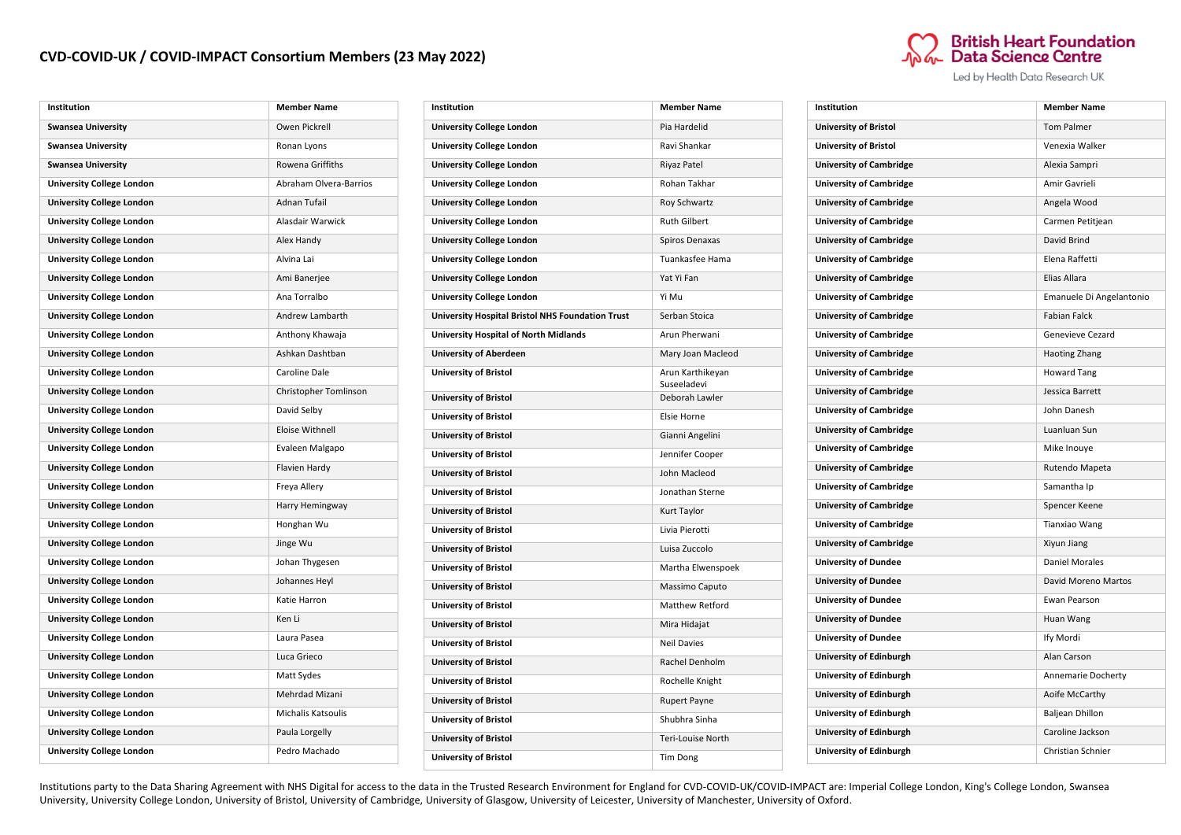## CVD-COVID-UK / COVID-IMPACT Consortium Members (23 May 2022)

British Heart Foundation Data Science Centre
Led by Health Data Research UK

| Institution | Member Name |
|---|---|
| Swansea University | Owen Pickrell |
| Swansea University | Ronan Lyons |
| Swansea University | Rowena Griffiths |
| University College London | Abraham Olvera-Barrios |
| University College London | Adnan Tufail |
| University College London | Alasdair Warwick |
| University College London | Alex Handy |
| University College London | Alvina Lai |
| University College London | Ami Banerjee |
| University College London | Ana Torralbo |
| University College London | Andrew Lambarth |
| University College London | Anthony Khawaja |
| University College London | Ashkan Dashtban |
| University College London | Caroline Dale |
| University College London | Christopher Tomlinson |
| University College London | David Selby |
| University College London | Eloise Withnell |
| University College London | Evaleen Malgapo |
| University College London | Flavien Hardy |
| University College London | Freya Allery |
| University College London | Harry Hemingway |
| University College London | Honghan Wu |
| University College London | Jinge Wu |
| University College London | Johan Thygesen |
| University College London | Johannes Heyl |
| University College London | Katie Harron |
| University College London | Ken Li |
| University College London | Laura Pasea |
| University College London | Luca Grieco |
| University College London | Matt Sydes |
| University College London | Mehrdad Mizani |
| University College London | Michalis Katsoulis |
| University College London | Paula Lorgelly |
| University College London | Pedro Machado |
| University College London | Pia Hardelid |
| University College London | Ravi Shankar |
| University College London | Riyaz Patel |
| University College London | Rohan Takhar |
| University College London | Roy Schwartz |
| University College London | Ruth Gilbert |
| University College London | Spiros Denaxas |
| University College London | Tuankasfee Hama |
| University College London | Yat Yi Fan |
| University College London | Yi Mu |
| University Hospital Bristol NHS Foundation Trust | Serban Stoica |
| University Hospital of North Midlands | Arun Pherwani |
| University of Aberdeen | Mary Joan Macleod |
| University of Bristol | Arun Karthikeyan Suseeladevi |
| University of Bristol | Deborah Lawler |
| University of Bristol | Elsie Horne |
| University of Bristol | Gianni Angelini |
| University of Bristol | Jennifer Cooper |
| University of Bristol | John Macleod |
| University of Bristol | Jonathan Sterne |
| University of Bristol | Kurt Taylor |
| University of Bristol | Livia Pierotti |
| University of Bristol | Luisa Zuccolo |
| University of Bristol | Martha Elwenspoek |
| University of Bristol | Massimo Caputo |
| University of Bristol | Matthew Retford |
| University of Bristol | Mira Hidajat |
| University of Bristol | Neil Davies |
| University of Bristol | Rachel Denholm |
| University of Bristol | Rochelle Knight |
| University of Bristol | Rupert Payne |
| University of Bristol | Shubhra Sinha |
| University of Bristol | Teri-Louise North |
| University of Bristol | Tim Dong |
| University of Bristol | Tom Palmer |
| University of Bristol | Venexia Walker |
| University of Cambridge | Alexia Sampri |
| University of Cambridge | Amir Gavrieli |
| University of Cambridge | Angela Wood |
| University of Cambridge | Carmen Petitjean |
| University of Cambridge | David Brind |
| University of Cambridge | Elena Raffetti |
| University of Cambridge | Elias Allara |
| University of Cambridge | Emanuele Di Angelantonio |
| University of Cambridge | Fabian Falck |
| University of Cambridge | Genevieve Cezard |
| University of Cambridge | Haoting Zhang |
| University of Cambridge | Howard Tang |
| University of Cambridge | Jessica Barrett |
| University of Cambridge | John Danesh |
| University of Cambridge | Luanluan Sun |
| University of Cambridge | Mike Inouye |
| University of Cambridge | Rutendo Mapeta |
| University of Cambridge | Samantha Ip |
| University of Cambridge | Spencer Keene |
| University of Cambridge | Tianxiao Wang |
| University of Cambridge | Xiyun Jiang |
| University of Dundee | Daniel Morales |
| University of Dundee | David Moreno Martos |
| University of Dundee | Ewan Pearson |
| University of Dundee | Huan Wang |
| University of Dundee | Ify Mordi |
| University of Edinburgh | Alan Carson |
| University of Edinburgh | Annemarie Docherty |
| University of Edinburgh | Aoife McCarthy |
| University of Edinburgh | Baljean Dhillon |
| University of Edinburgh | Caroline Jackson |
| University of Edinburgh | Christian Schnier |

Institutions party to the Data Sharing Agreement with NHS Digital for access to the data in the Trusted Research Environment for England for CVD-COVID-UK/COVID-IMPACT are: Imperial College London, King's College London, Swansea University, University College London, University of Bristol, University of Cambridge, University of Glasgow, University of Leicester, University of Manchester, University of Oxford.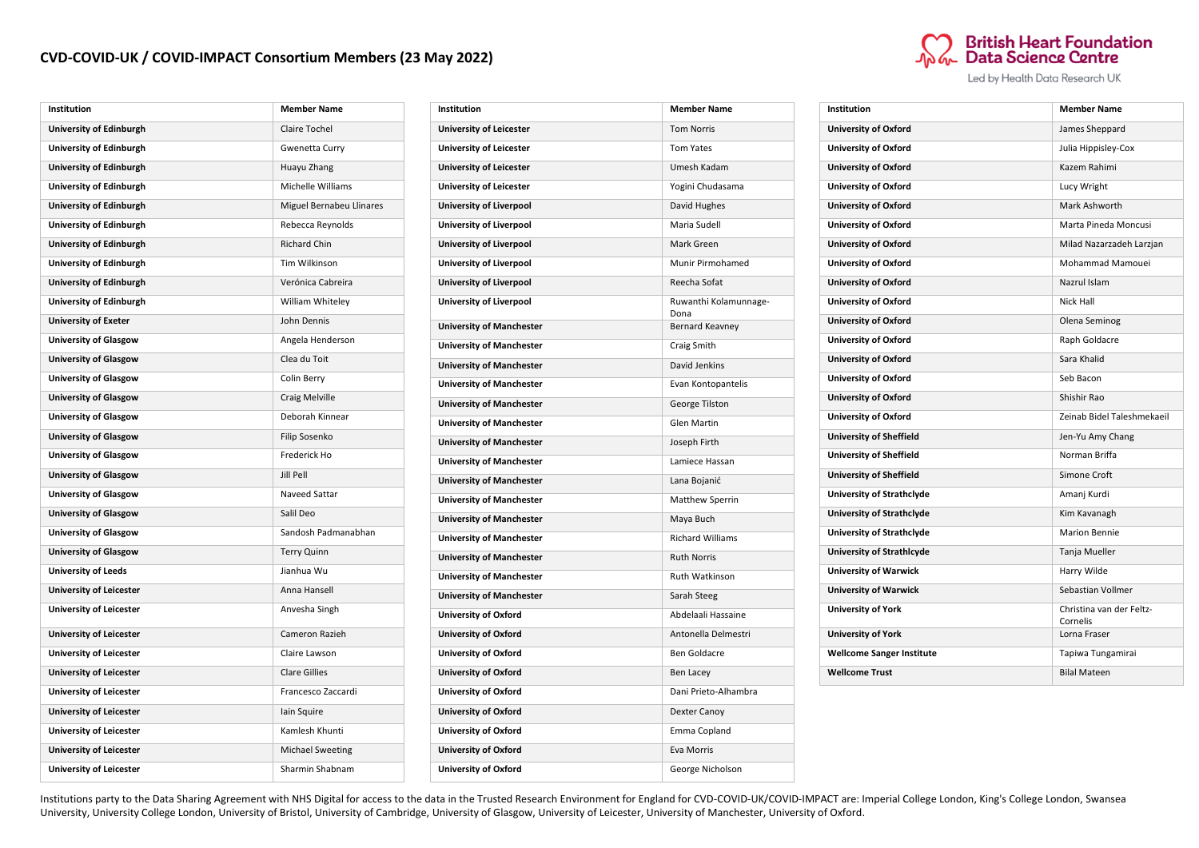## CVD-COVID-UK / COVID-IMPACT Consortium Members (23 May 2022)

British Heart Foundation Data Science Centre

Led by Health Data Research UK

| Institution | Member Name |
|---|---|
| University of Edinburgh | Claire Tochel |
| University of Edinburgh | Gwenetta Curry |
| University of Edinburgh | Huayu Zhang |
| University of Edinburgh | Michelle Williams |
| University of Edinburgh | Miguel Bernabeu Llinares |
| University of Edinburgh | Rebecca Reynolds |
| University of Edinburgh | Richard Chin |
| University of Edinburgh | Tim Wilkinson |
| University of Edinburgh | Verónica Cabreira |
| University of Edinburgh | William Whiteley |
| University of Exeter | John Dennis |
| University of Glasgow | Angela Henderson |
| University of Glasgow | Clea du Toit |
| University of Glasgow | Colin Berry |
| University of Glasgow | Craig Melville |
| University of Glasgow | Deborah Kinnear |
| University of Glasgow | Filip Sosenko |
| University of Glasgow | Frederick Ho |
| University of Glasgow | Jill Pell |
| University of Glasgow | Naveed Sattar |
| University of Glasgow | Salil Deo |
| University of Glasgow | Sandosh Padmanabhan |
| University of Glasgow | Terry Quinn |
| University of Leeds | Jianhua Wu |
| University of Leicester | Anna Hansell |
| University of Leicester | Anvesha Singh |
| University of Leicester | Cameron Razieh |
| University of Leicester | Claire Lawson |
| University of Leicester | Clare Gillies |
| University of Leicester | Francesco Zaccardi |
| University of Leicester | Iain Squire |
| University of Leicester | Kamlesh Khunti |
| University of Leicester | Michael Sweeting |
| University of Leicester | Sharmin Shabnam |
| University of Leicester | Tom Norris |
| University of Leicester | Tom Yates |
| University of Leicester | Umesh Kadam |
| University of Leicester | Yogini Chudasama |
| University of Liverpool | David Hughes |
| University of Liverpool | Maria Sudell |
| University of Liverpool | Mark Green |
| University of Liverpool | Munir Pirmohamed |
| University of Liverpool | Reecha Sofat |
| University of Liverpool | Ruwanthi Kolamunnage-Dona |
| University of Manchester | Bernard Keavney |
| University of Manchester | Craig Smith |
| University of Manchester | David Jenkins |
| University of Manchester | Evan Kontopantelis |
| University of Manchester | George Tilston |
| University of Manchester | Glen Martin |
| University of Manchester | Joseph Firth |
| University of Manchester | Lamiece Hassan |
| University of Manchester | Lana Bojanić |
| University of Manchester | Matthew Sperrin |
| University of Manchester | Maya Buch |
| University of Manchester | Richard Williams |
| University of Manchester | Ruth Norris |
| University of Manchester | Ruth Watkinson |
| University of Manchester | Sarah Steeg |
| University of Oxford | Abdelaali Hassaine |
| University of Oxford | Antonella Delmestri |
| University of Oxford | Ben Goldacre |
| University of Oxford | Ben Lacey |
| University of Oxford | Dani Prieto-Alhambra |
| University of Oxford | Dexter Canoy |
| University of Oxford | Emma Copland |
| University of Oxford | Eva Morris |
| University of Oxford | George Nicholson |
| University of Oxford | James Sheppard |
| University of Oxford | Julia Hippisley-Cox |
| University of Oxford | Kazem Rahimi |
| University of Oxford | Lucy Wright |
| University of Oxford | Mark Ashworth |
| University of Oxford | Marta Pineda Moncusi |
| University of Oxford | Milad Nazarzadeh Larzjan |
| University of Oxford | Mohammad Mamouei |
| University of Oxford | Nazrul Islam |
| University of Oxford | Nick Hall |
| University of Oxford | Olena Seminog |
| University of Oxford | Raph Goldacre |
| University of Oxford | Sara Khalid |
| University of Oxford | Seb Bacon |
| University of Oxford | Shishir Rao |
| University of Oxford | Zeinab Bidel Taleshmekaeil |
| University of Sheffield | Jen-Yu Amy Chang |
| University of Sheffield | Norman Briffa |
| University of Sheffield | Simone Croft |
| University of Strathclyde | Amanj Kurdi |
| University of Strathclyde | Kim Kavanagh |
| University of Strathclyde | Marion Bennie |
| University of Strathlcyde | Tanja Mueller |
| University of Warwick | Harry Wilde |
| University of Warwick | Sebastian Vollmer |
| University of York | Christina van der Feltz-Cornelis |
| University of York | Lorna Fraser |
| Wellcome Sanger Institute | Tapiwa Tungamirai |
| Wellcome Trust | Bilal Mateen |

Institutions party to the Data Sharing Agreement with NHS Digital for access to the data in the Trusted Research Environment for England for CVD-COVID-UK/COVID-IMPACT are: Imperial College London, King's College London, Swansea University, University College London, University of Bristol, University of Cambridge, University of Glasgow, University of Leicester, University of Manchester, University of Oxford.